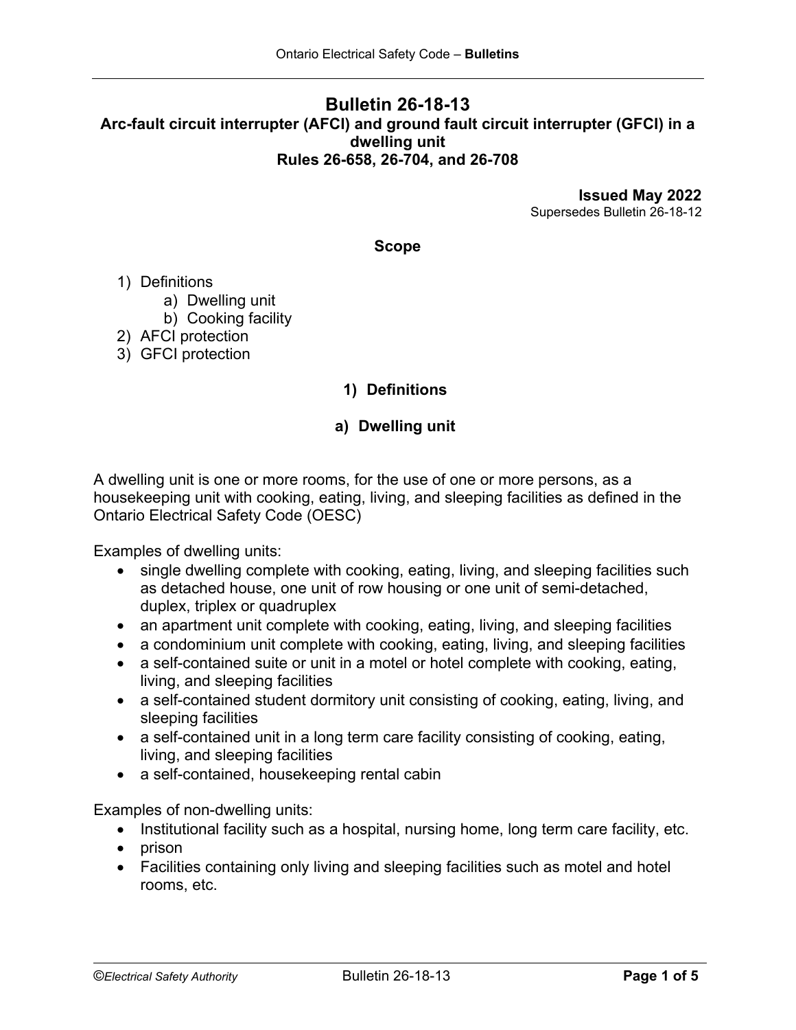# Bulletin 26-18-13

## Arc-fault circuit interrupter (AFCI) and ground fault circuit interrupter (GFCI) in a dwelling unit

## Rules 26-658, 26-704, and 26-708

**Issued May 2022**
Supersedes Bulletin 26-18-12

### Scope

1) Definitions
   a) Dwelling unit
   b) Cooking facility
2) AFCI protection
3) GFCI protection

### 1) Definitions

#### a) Dwelling unit

A dwelling unit is one or more rooms, for the use of one or more persons, as a housekeeping unit with cooking, eating, living, and sleeping facilities as defined in the Ontario Electrical Safety Code (OESC)

Examples of dwelling units:

- single dwelling complete with cooking, eating, living, and sleeping facilities such as detached house, one unit of row housing or one unit of semi-detached, duplex, triplex or quadruplex
- an apartment unit complete with cooking, eating, living, and sleeping facilities
- a condominium unit complete with cooking, eating, living, and sleeping facilities
- a self-contained suite or unit in a motel or hotel complete with cooking, eating, living, and sleeping facilities
- a self-contained student dormitory unit consisting of cooking, eating, living, and sleeping facilities
- a self-contained unit in a long term care facility consisting of cooking, eating, living, and sleeping facilities
- a self-contained, housekeeping rental cabin

Examples of non-dwelling units:

- Institutional facility such as a hospital, nursing home, long term care facility, etc.
- prison
- Facilities containing only living and sleeping facilities such as motel and hotel rooms, etc.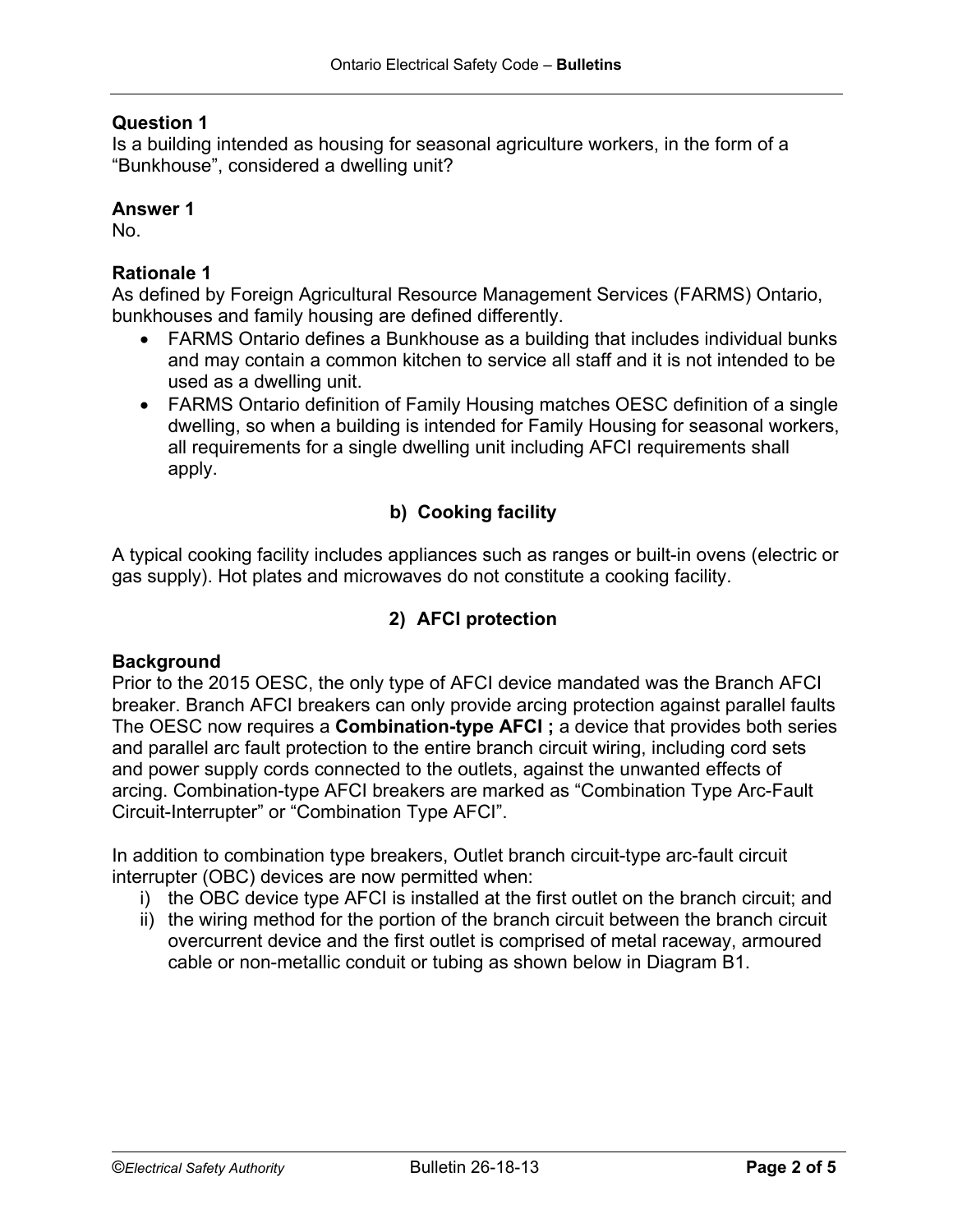**Question 1**
Is a building intended as housing for seasonal agriculture workers, in the form of a "Bunkhouse", considered a dwelling unit?

**Answer 1**
No.

**Rationale 1**
As defined by Foreign Agricultural Resource Management Services (FARMS) Ontario, bunkhouses and family housing are defined differently.

- FARMS Ontario defines a Bunkhouse as a building that includes individual bunks and may contain a common kitchen to service all staff and it is not intended to be used as a dwelling unit.
- FARMS Ontario definition of Family Housing matches OESC definition of a single dwelling, so when a building is intended for Family Housing for seasonal workers, all requirements for a single dwelling unit including AFCI requirements shall apply.

### b) Cooking facility

A typical cooking facility includes appliances such as ranges or built-in ovens (electric or gas supply). Hot plates and microwaves do not constitute a cooking facility.

## 2) AFCI protection

**Background**
Prior to the 2015 OESC, the only type of AFCI device mandated was the Branch AFCI breaker. Branch AFCI breakers can only provide arcing protection against parallel faults The OESC now requires a **Combination-type AFCI ;** a device that provides both series and parallel arc fault protection to the entire branch circuit wiring, including cord sets and power supply cords connected to the outlets, against the unwanted effects of arcing. Combination-type AFCI breakers are marked as "Combination Type Arc-Fault Circuit-Interrupter" or "Combination Type AFCI".

In addition to combination type breakers, Outlet branch circuit-type arc-fault circuit interrupter (OBC) devices are now permitted when:

i) the OBC device type AFCI is installed at the first outlet on the branch circuit; and
ii) the wiring method for the portion of the branch circuit between the branch circuit overcurrent device and the first outlet is comprised of metal raceway, armoured cable or non-metallic conduit or tubing as shown below in Diagram B1.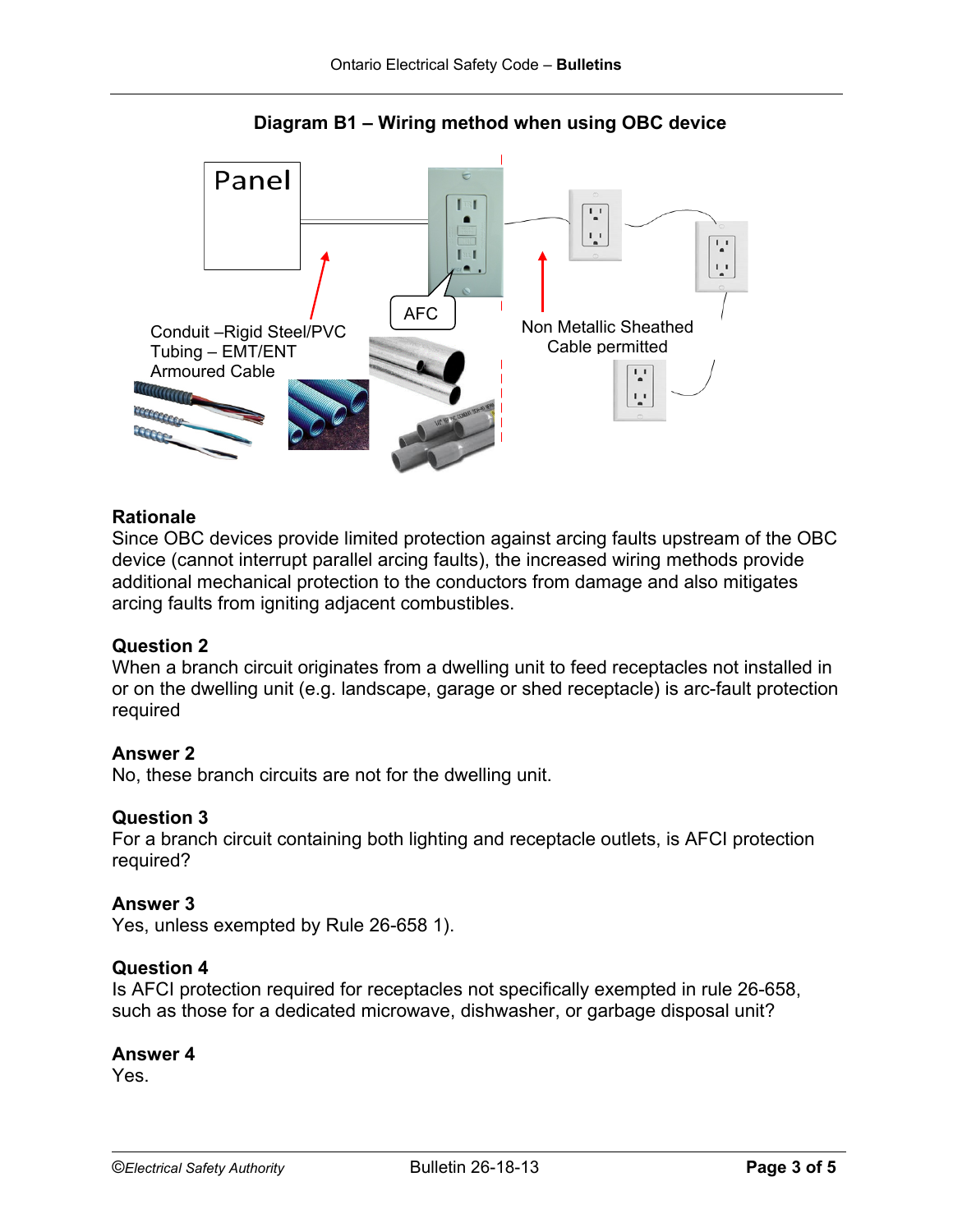**Diagram B1 – Wiring method when using OBC device**

Panel

AFC

Conduit –Rigid Steel/PVC
Tubing – EMT/ENT
Armoured Cable

Non Metallic Sheathed
Cable permitted

**Rationale**
Since OBC devices provide limited protection against arcing faults upstream of the OBC device (cannot interrupt parallel arcing faults), the increased wiring methods provide additional mechanical protection to the conductors from damage and also mitigates arcing faults from igniting adjacent combustibles.

**Question 2**
When a branch circuit originates from a dwelling unit to feed receptacles not installed in or on the dwelling unit (e.g. landscape, garage or shed receptacle) is arc-fault protection required

**Answer 2**
No, these branch circuits are not for the dwelling unit.

**Question 3**
For a branch circuit containing both lighting and receptacle outlets, is AFCI protection required?

**Answer 3**
Yes, unless exempted by Rule 26-658 1).

**Question 4**
Is AFCI protection required for receptacles not specifically exempted in rule 26-658, such as those for a dedicated microwave, dishwasher, or garbage disposal unit?

**Answer 4**
Yes.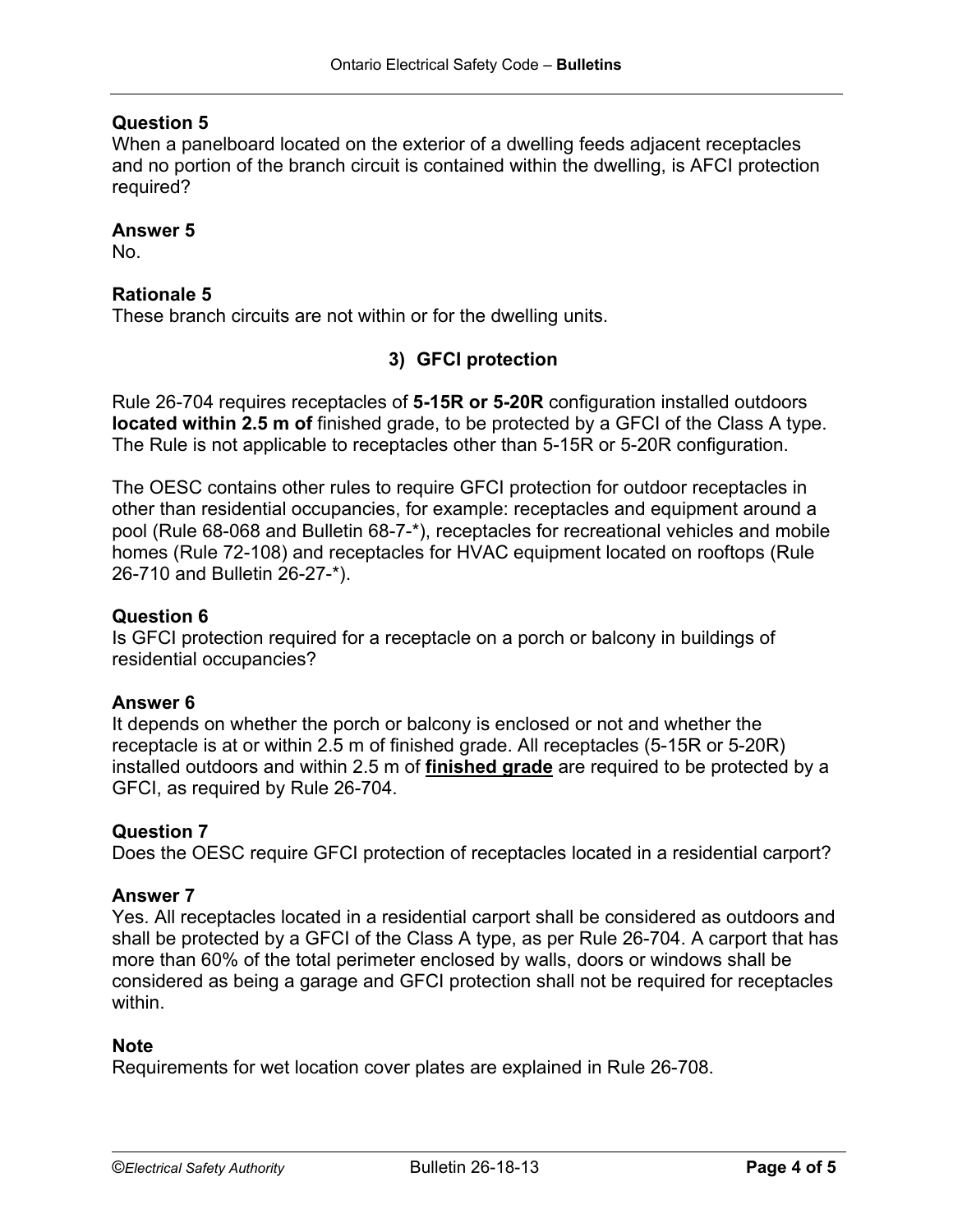**Question 5**
When a panelboard located on the exterior of a dwelling feeds adjacent receptacles and no portion of the branch circuit is contained within the dwelling, is AFCI protection required?

**Answer 5**
No.

**Rationale 5**
These branch circuits are not within or for the dwelling units.

## 3) GFCI protection

Rule 26-704 requires receptacles of **5-15R or 5-20R** configuration installed outdoors **located within 2.5 m of** finished grade, to be protected by a GFCI of the Class A type. The Rule is not applicable to receptacles other than 5-15R or 5-20R configuration.

The OESC contains other rules to require GFCI protection for outdoor receptacles in other than residential occupancies, for example: receptacles and equipment around a pool (Rule 68-068 and Bulletin 68-7-*), receptacles for recreational vehicles and mobile homes (Rule 72-108) and receptacles for HVAC equipment located on rooftops (Rule 26-710 and Bulletin 26-27-*).

**Question 6**
Is GFCI protection required for a receptacle on a porch or balcony in buildings of residential occupancies?

**Answer 6**
It depends on whether the porch or balcony is enclosed or not and whether the receptacle is at or within 2.5 m of finished grade. All receptacles (5-15R or 5-20R) installed outdoors and within 2.5 m of <u>**finished grade**</u> are required to be protected by a GFCI, as required by Rule 26-704.

**Question 7**
Does the OESC require GFCI protection of receptacles located in a residential carport?

**Answer 7**
Yes. All receptacles located in a residential carport shall be considered as outdoors and shall be protected by a GFCI of the Class A type, as per Rule 26-704. A carport that has more than 60% of the total perimeter enclosed by walls, doors or windows shall be considered as being a garage and GFCI protection shall not be required for receptacles within.

**Note**
Requirements for wet location cover plates are explained in Rule 26-708.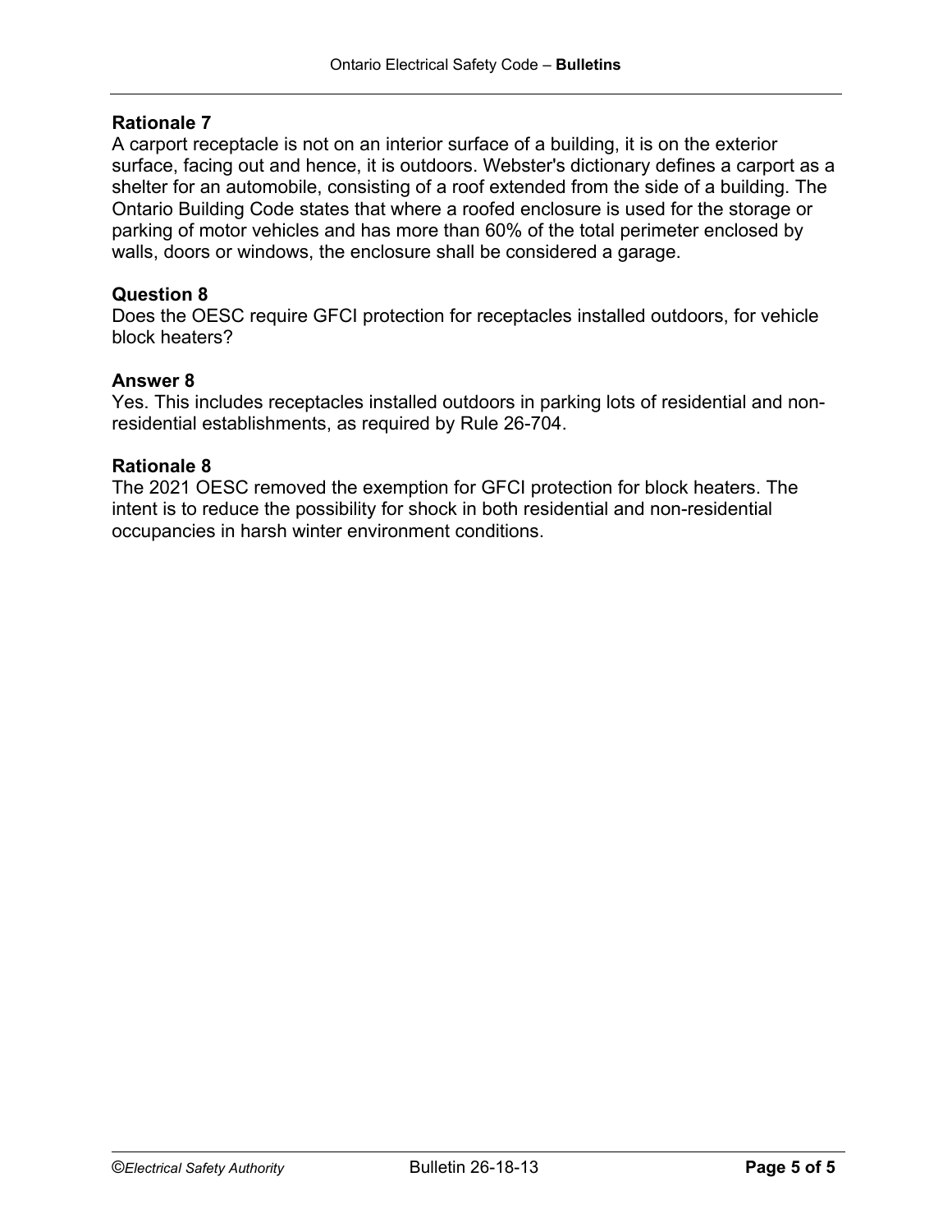**Rationale 7**

A carport receptacle is not on an interior surface of a building, it is on the exterior surface, facing out and hence, it is outdoors. Webster's dictionary defines a carport as a shelter for an automobile, consisting of a roof extended from the side of a building. The Ontario Building Code states that where a roofed enclosure is used for the storage or parking of motor vehicles and has more than 60% of the total perimeter enclosed by walls, doors or windows, the enclosure shall be considered a garage.

**Question 8**

Does the OESC require GFCI protection for receptacles installed outdoors, for vehicle block heaters?

**Answer 8**

Yes. This includes receptacles installed outdoors in parking lots of residential and non-residential establishments, as required by Rule 26-704.

**Rationale 8**

The 2021 OESC removed the exemption for GFCI protection for block heaters. The intent is to reduce the possibility for shock in both residential and non-residential occupancies in harsh winter environment conditions.